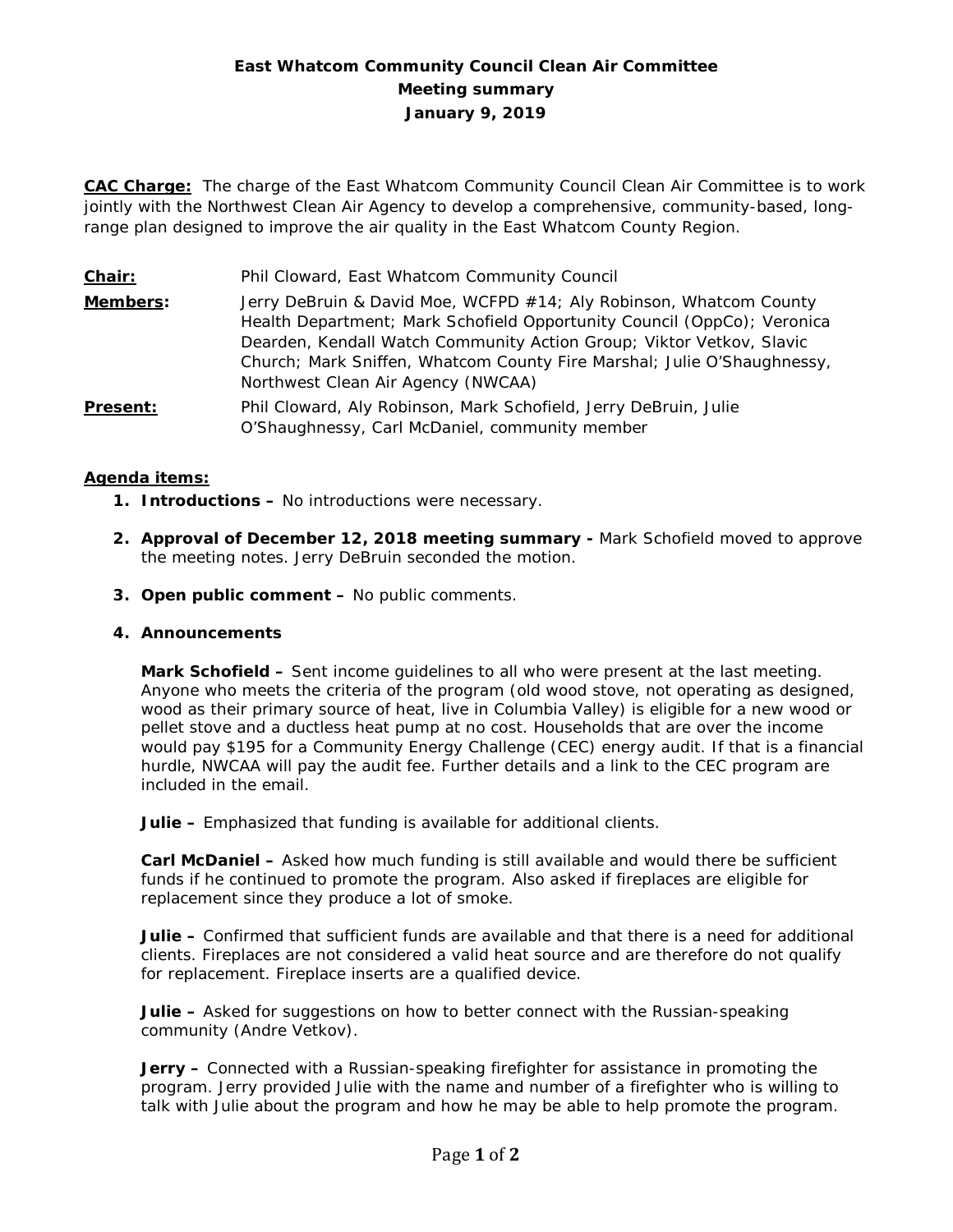# East Whatcom Community Council Clean Air Committee
## Meeting summary
## January 9, 2019

**CAC Charge:** The charge of the East Whatcom Community Council Clean Air Committee is to work jointly with the Northwest Clean Air Agency to develop a comprehensive, community-based, long-range plan designed to improve the air quality in the East Whatcom County Region.

**Chair:** Phil Cloward, East Whatcom Community Council

**Members:** Jerry DeBruin & David Moe, WCFPD #14; Aly Robinson, Whatcom County Health Department; Mark Schofield Opportunity Council (OppCo); Veronica Dearden, Kendall Watch Community Action Group; Viktor Vetkov, Slavic Church; Mark Sniffen, Whatcom County Fire Marshal; Julie O'Shaughnessy, Northwest Clean Air Agency (NWCAA)

**Present:** Phil Cloward, Aly Robinson, Mark Schofield, Jerry DeBruin, Julie O'Shaughnessy, Carl McDaniel, community member

**Agenda items:**

1. **Introductions –** No introductions were necessary.
2. **Approval of December 12, 2018 meeting summary -** Mark Schofield moved to approve the meeting notes. Jerry DeBruin seconded the motion.
3. **Open public comment –** No public comments.
4. **Announcements**

   **Mark Schofield –** Sent income guidelines to all who were present at the last meeting. Anyone who meets the criteria of the program (old wood stove, not operating as designed, wood as their primary source of heat, live in Columbia Valley) is eligible for a new wood or pellet stove and a ductless heat pump at no cost. Households that are over the income would pay $195 for a Community Energy Challenge (CEC) energy audit. If that is a financial hurdle, NWCAA will pay the audit fee. Further details and a link to the CEC program are included in the email.

   **Julie –** Emphasized that funding is available for additional clients.

   **Carl McDaniel –** Asked how much funding is still available and would there be sufficient funds if he continued to promote the program. Also asked if fireplaces are eligible for replacement since they produce a lot of smoke.

   **Julie –** Confirmed that sufficient funds are available and that there is a need for additional clients. Fireplaces are not considered a valid heat source and are therefore do not qualify for replacement. Fireplace inserts are a qualified device.

   **Julie –** Asked for suggestions on how to better connect with the Russian-speaking community (Andre Vetkov).

   **Jerry –** Connected with a Russian-speaking firefighter for assistance in promoting the program. Jerry provided Julie with the name and number of a firefighter who is willing to talk with Julie about the program and how he may be able to help promote the program.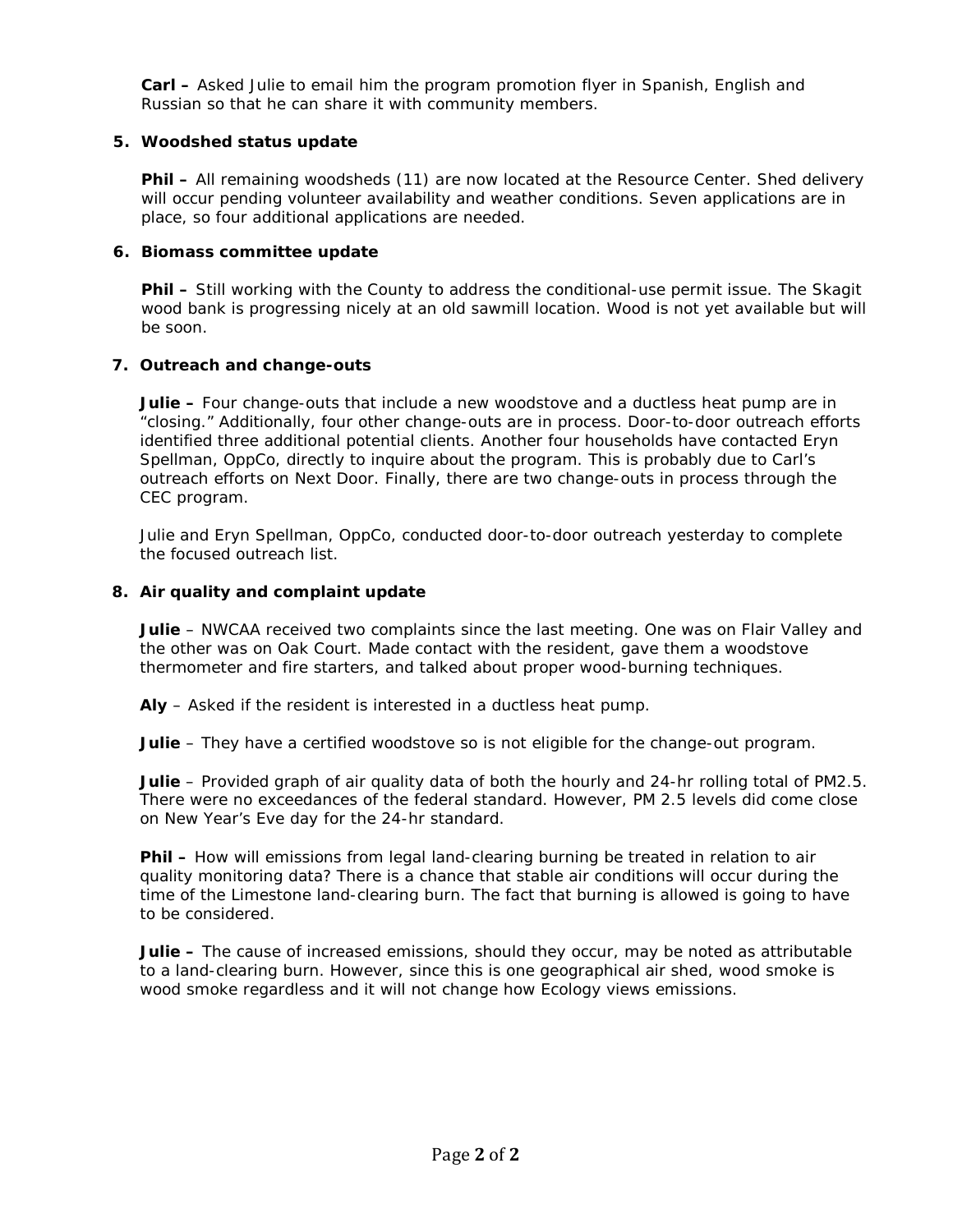**Carl –** Asked Julie to email him the program promotion flyer in Spanish, English and Russian so that he can share it with community members.

5. **Woodshed status update**

   **Phil –** All remaining woodsheds (11) are now located at the Resource Center. Shed delivery will occur pending volunteer availability and weather conditions. Seven applications are in place, so four additional applications are needed.

6. **Biomass committee update**

   **Phil –** Still working with the County to address the conditional-use permit issue. The Skagit wood bank is progressing nicely at an old sawmill location. Wood is not yet available but will be soon.

7. **Outreach and change-outs**

   **Julie –** Four change-outs that include a new woodstove and a ductless heat pump are in "closing." Additionally, four other change-outs are in process. Door-to-door outreach efforts identified three additional potential clients. Another four households have contacted Eryn Spellman, OppCo, directly to inquire about the program. This is probably due to Carl's outreach efforts on Next Door. Finally, there are two change-outs in process through the CEC program.

   Julie and Eryn Spellman, OppCo, conducted door-to-door outreach yesterday to complete the focused outreach list.

8. **Air quality and complaint update**

   **Julie** – NWCAA received two complaints since the last meeting. One was on Flair Valley and the other was on Oak Court. Made contact with the resident, gave them a woodstove thermometer and fire starters, and talked about proper wood-burning techniques.

   **Aly** – Asked if the resident is interested in a ductless heat pump.

   **Julie** – They have a certified woodstove so is not eligible for the change-out program.

   **Julie** – Provided graph of air quality data of both the hourly and 24-hr rolling total of PM2.5. There were no exceedances of the federal standard. However, PM 2.5 levels did come close on New Year's Eve day for the 24-hr standard.

   **Phil –** How will emissions from legal land-clearing burning be treated in relation to air quality monitoring data? There is a chance that stable air conditions will occur during the time of the Limestone land-clearing burn. The fact that burning is allowed is going to have to be considered.

   **Julie –** The cause of increased emissions, should they occur, may be noted as attributable to a land-clearing burn. However, since this is one geographical air shed, wood smoke is wood smoke regardless and it will not change how Ecology views emissions.